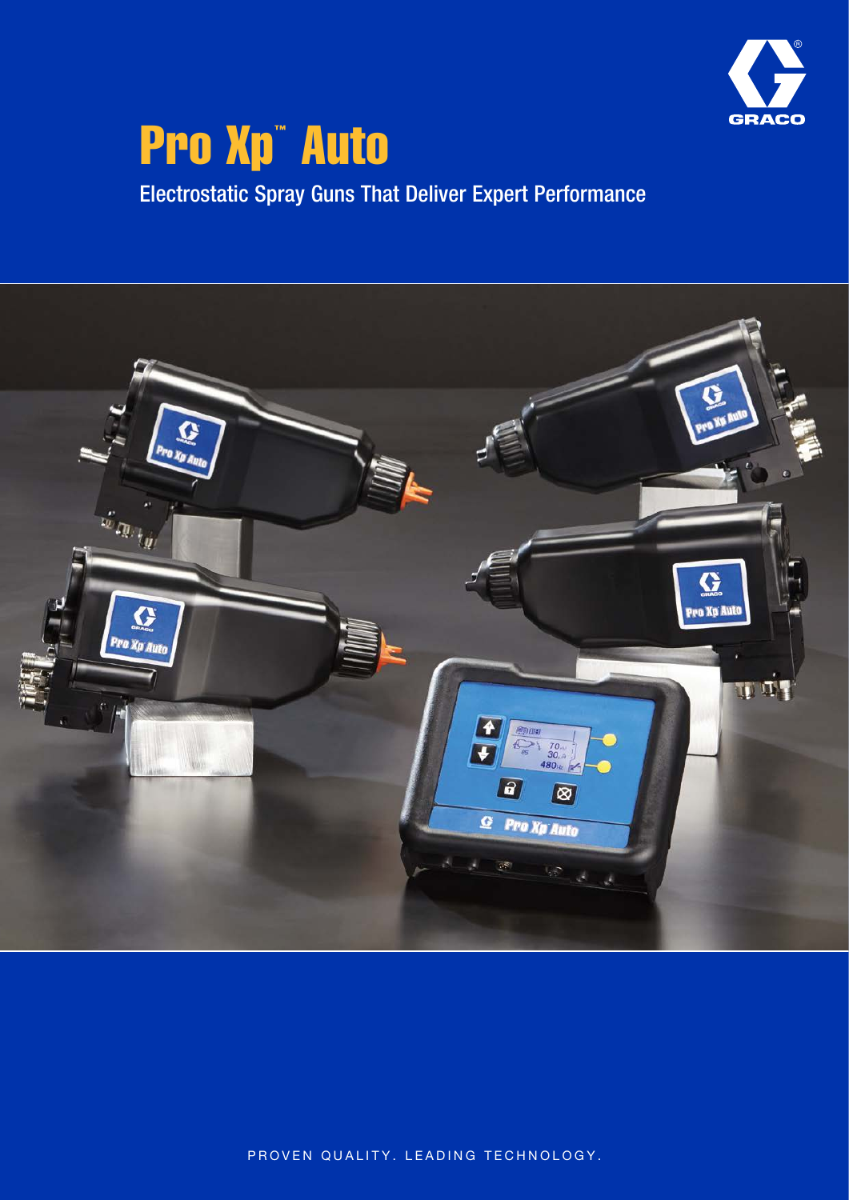# Pro Xp™ Auto

Electrostatic Spray Guns That Deliver Expert Performance

PROVEN QUALITY. LEADING TECHNOLOGY.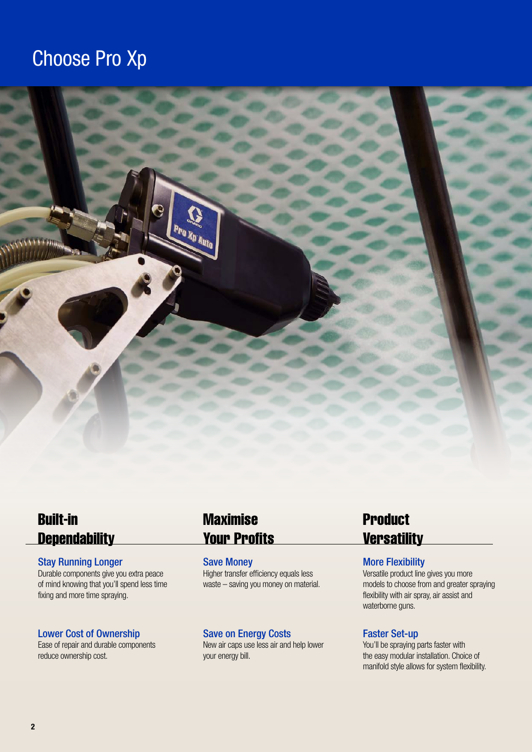# Choose Pro Xp

## Built-in Dependability

### Stay Running Longer

Durable components give you extra peace of mind knowing that you'll spend less time fixing and more time spraying.

### Lower Cost of Ownership

Ease of repair and durable components reduce ownership cost.

## Maximise Your Profits

### Save Money

Higher transfer efficiency equals less waste – saving you money on material.

### Save on Energy Costs

New air caps use less air and help lower your energy bill.

## Product Versatility

### More Flexibility

Versatile product line gives you more models to choose from and greater spraying flexibility with air spray, air assist and waterborne guns.

### Faster Set-up

You'll be spraying parts faster with the easy modular installation. Choice of manifold style allows for system flexibility.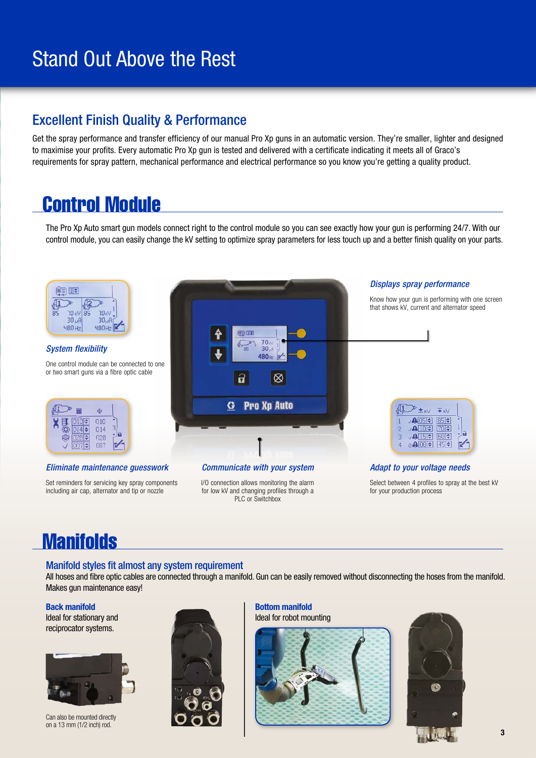# Stand Out Above the Rest

## Excellent Finish Quality & Performance

Get the spray performance and transfer efficiency of our manual Pro Xp guns in an automatic version. They're smaller, lighter and designed to maximise your profits. Every automatic Pro Xp gun is tested and delivered with a certificate indicating it meets all of Graco's requirements for spray pattern, mechanical performance and electrical performance so you know you're getting a quality product.

## Control Module

The Pro Xp Auto smart gun models connect right to the control module so you can see exactly how your gun is performing 24/7. With our control module, you can easily change the kV setting to optimize spray parameters for less touch up and a better finish quality on your parts.

*System flexibility*

One control module can be connected to one or two smart guns via a fibre optic cable

*Displays spray performance*

Know how your gun is performing with one screen that shows kV, current and alternator speed

*Eliminate maintenance guesswork*

Set reminders for servicing key spray components including air cap, alternator and tip or nozzle

*Communicate with your system*

I/O connection allows monitoring the alarm for low kV and changing profiles through a PLC or Switchbox

*Adapt to your voltage needs*

Select between 4 profiles to spray at the best kV for your production process

## Manifolds

### Manifold styles fit almost any system requirement

All hoses and fibre optic cables are connected through a manifold. Gun can be easily removed without disconnecting the hoses from the manifold. Makes gun maintenance easy!

**Back manifold**

Ideal for stationary and reciprocator systems.

Can also be mounted directly on a 13 mm (1/2 inch) rod.

**Bottom manifold**

Ideal for robot mounting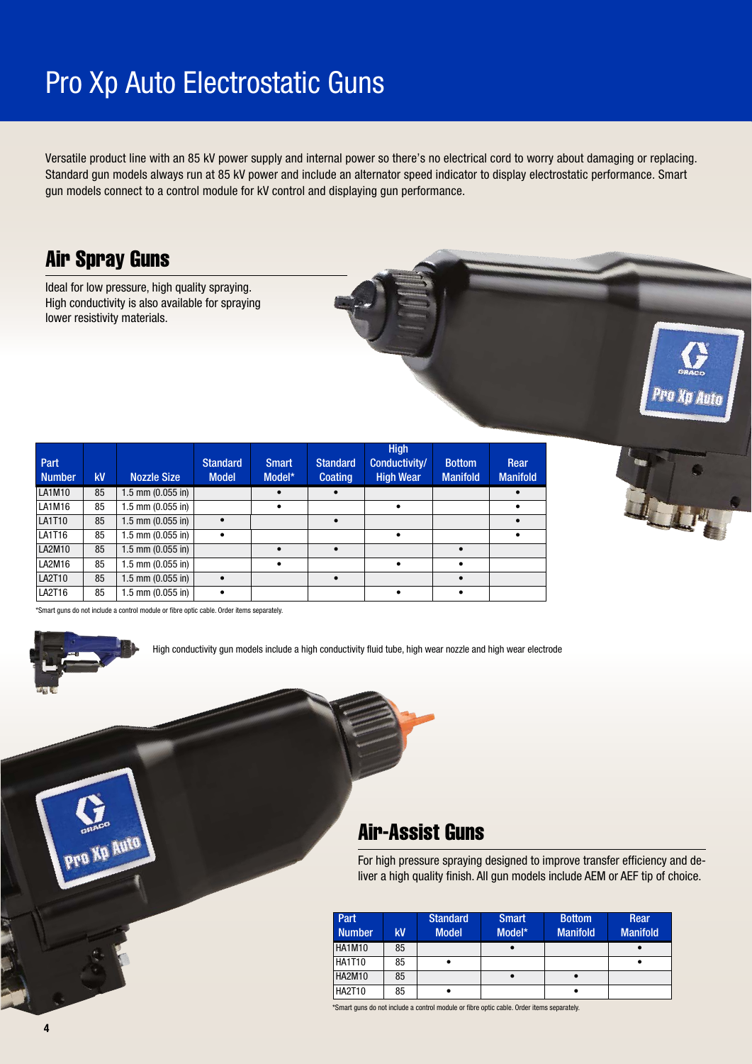# Pro Xp Auto Electrostatic Guns

Versatile product line with an 85 kV power supply and internal power so there's no electrical cord to worry about damaging or replacing. Standard gun models always run at 85 kV power and include an alternator speed indicator to display electrostatic performance. Smart gun models connect to a control module for kV control and displaying gun performance.

## Air Spray Guns

Ideal for low pressure, high quality spraying. High conductivity is also available for spraying lower resistivity materials.

| Part Number | kV | Nozzle Size | Standard Model | Smart Model* | Standard Coating | High Conductivity/ High Wear | Bottom Manifold | Rear Manifold |
|---|---|---|---|---|---|---|---|---|
| LA1M10 | 85 | 1.5 mm (0.055 in) | | • | • | | | • |
| LA1M16 | 85 | 1.5 mm (0.055 in) | | • | | • | | • |
| LA1T10 | 85 | 1.5 mm (0.055 in) | • | | • | | | • |
| LA1T16 | 85 | 1.5 mm (0.055 in) | • | | | • | | • |
| LA2M10 | 85 | 1.5 mm (0.055 in) | | • | • | | • | |
| LA2M16 | 85 | 1.5 mm (0.055 in) | | • | | • | • | |
| LA2T10 | 85 | 1.5 mm (0.055 in) | • | | • | | • | |
| LA2T16 | 85 | 1.5 mm (0.055 in) | • | | | • | • | |

*Smart guns do not include a control module or fibre optic cable. Order items separately.

High conductivity gun models include a high conductivity fluid tube, high wear nozzle and high wear electrode

## Air-Assist Guns

For high pressure spraying designed to improve transfer efficiency and deliver a high quality finish. All gun models include AEM or AEF tip of choice.

| Part Number | kV | Standard Model | Smart Model* | Bottom Manifold | Rear Manifold |
|---|---|---|---|---|---|
| HA1M10 | 85 | | • | | • |
| HA1T10 | 85 | • | | | • |
| HA2M10 | 85 | | • | • | |
| HA2T10 | 85 | • | | • | |

*Smart guns do not include a control module or fibre optic cable. Order items separately.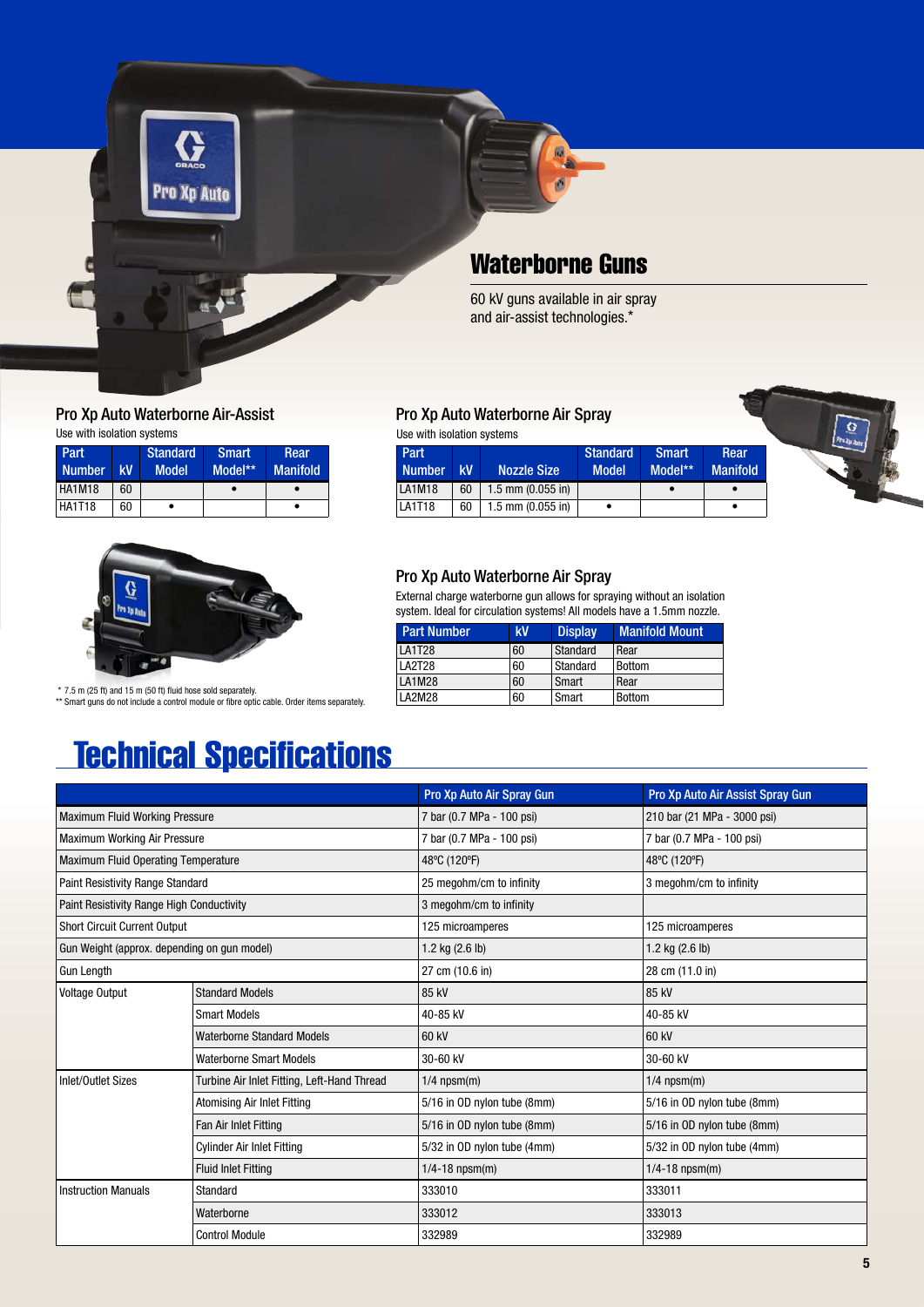# Waterborne Guns

60 kV guns available in air spray and air-assist technologies.*

### Pro Xp Auto Waterborne Air-Assist

Use with isolation systems

| Part Number | kV | Standard Model | Smart Model** | Rear Manifold |
|---|---|---|---|---|
| HA1M18 | 60 | | • | • |
| HA1T18 | 60 | • | | • |

### Pro Xp Auto Waterborne Air Spray

Use with isolation systems

| Part Number | kV | Nozzle Size | Standard Model | Smart Model** | Rear Manifold |
|---|---|---|---|---|---|
| LA1M18 | 60 | 1.5 mm (0.055 in) | | • | • |
| LA1T18 | 60 | 1.5 mm (0.055 in) | • | | • |

### Pro Xp Auto Waterborne Air Spray

External charge waterborne gun allows for spraying without an isolation system. Ideal for circulation systems! All models have a 1.5mm nozzle.

| Part Number | kV | Display | Manifold Mount |
|---|---|---|---|
| LA1T28 | 60 | Standard | Rear |
| LA2T28 | 60 | Standard | Bottom |
| LA1M28 | 60 | Smart | Rear |
| LA2M28 | 60 | Smart | Bottom |

\* 7.5 m (25 ft) and 15 m (50 ft) fluid hose sold separately.
** Smart guns do not include a control module or fibre optic cable. Order items separately.

# Technical Specifications

| | | Pro Xp Auto Air Spray Gun | Pro Xp Auto Air Assist Spray Gun |
|---|---|---|---|
| Maximum Fluid Working Pressure | | 7 bar (0.7 MPa - 100 psi) | 210 bar (21 MPa - 3000 psi) |
| Maximum Working Air Pressure | | 7 bar (0.7 MPa - 100 psi) | 7 bar (0.7 MPa - 100 psi) |
| Maximum Fluid Operating Temperature | | 48ºC (120ºF) | 48ºC (120ºF) |
| Paint Resistivity Range Standard | | 25 megohm/cm to infinity | 3 megohm/cm to infinity |
| Paint Resistivity Range High Conductivity | | 3 megohm/cm to infinity | |
| Short Circuit Current Output | | 125 microamperes | 125 microamperes |
| Gun Weight (approx. depending on gun model) | | 1.2 kg (2.6 lb) | 1.2 kg (2.6 lb) |
| Gun Length | | 27 cm (10.6 in) | 28 cm (11.0 in) |
| Voltage Output | Standard Models | 85 kV | 85 kV |
| | Smart Models | 40-85 kV | 40-85 kV |
| | Waterborne Standard Models | 60 kV | 60 kV |
| | Waterborne Smart Models | 30-60 kV | 30-60 kV |
| Inlet/Outlet Sizes | Turbine Air Inlet Fitting, Left-Hand Thread | 1/4 npsm(m) | 1/4 npsm(m) |
| | Atomising Air Inlet Fitting | 5/16 in OD nylon tube (8mm) | 5/16 in OD nylon tube (8mm) |
| | Fan Air Inlet Fitting | 5/16 in OD nylon tube (8mm) | 5/16 in OD nylon tube (8mm) |
| | Cylinder Air Inlet Fitting | 5/32 in OD nylon tube (4mm) | 5/32 in OD nylon tube (4mm) |
| | Fluid Inlet Fitting | 1/4-18 npsm(m) | 1/4-18 npsm(m) |
| Instruction Manuals | Standard | 333010 | 333011 |
| | Waterborne | 333012 | 333013 |
| | Control Module | 332989 | 332989 |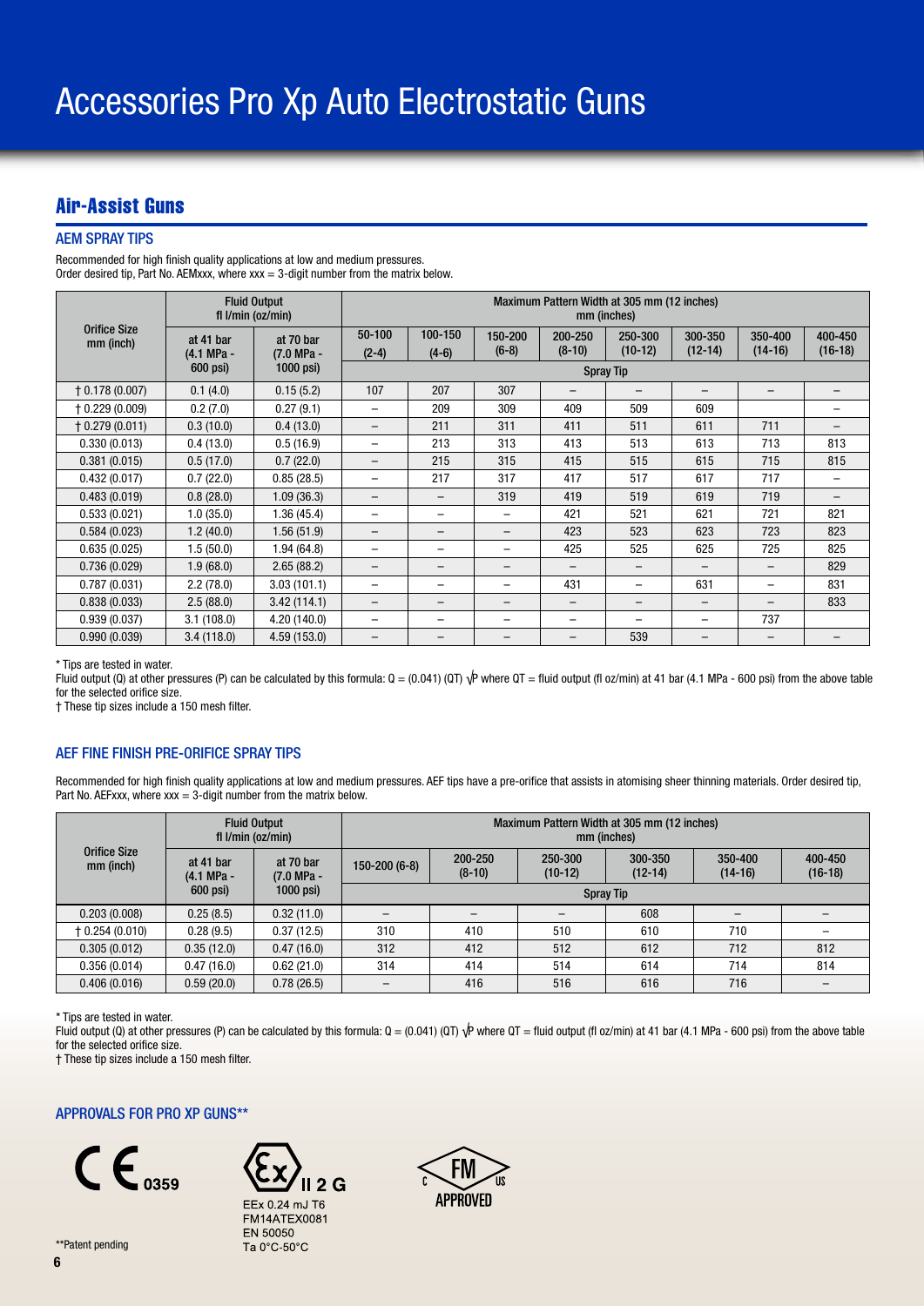# Accessories Pro Xp Auto Electrostatic Guns

## Air-Assist Guns

### AEM SPRAY TIPS

Recommended for high finish quality applications at low and medium pressures.
Order desired tip, Part No. AEMxxx, where xxx = 3-digit number from the matrix below.

| Orifice Size mm (inch) | Fluid Output fl l/min (oz/min) | | Maximum Pattern Width at 305 mm (12 inches) mm (inches) | | | | | | | |
|---|---|---|---|---|---|---|---|---|---|---|
| | at 41 bar (4.1 MPa - 600 psi) | at 70 bar (7.0 MPa - 1000 psi) | 50-100 (2-4) | 100-150 (4-6) | 150-200 (6-8) | 200-250 (8-10) | 250-300 (10-12) | 300-350 (12-14) | 350-400 (14-16) | 400-450 (16-18) |
| | | | Spray Tip | | | | | | | |
| † 0.178 (0.007) | 0.1 (4.0) | 0.15 (5.2) | 107 | 207 | 307 | – | – | – | – | – |
| † 0.229 (0.009) | 0.2 (7.0) | 0.27 (9.1) | – | 209 | 309 | 409 | 509 | 609 | | – |
| † 0.279 (0.011) | 0.3 (10.0) | 0.4 (13.0) | – | 211 | 311 | 411 | 511 | 611 | 711 | – |
| 0.330 (0.013) | 0.4 (13.0) | 0.5 (16.9) | – | 213 | 313 | 413 | 513 | 613 | 713 | 813 |
| 0.381 (0.015) | 0.5 (17.0) | 0.7 (22.0) | – | 215 | 315 | 415 | 515 | 615 | 715 | 815 |
| 0.432 (0.017) | 0.7 (22.0) | 0.85 (28.5) | – | 217 | 317 | 417 | 517 | 617 | 717 | – |
| 0.483 (0.019) | 0.8 (28.0) | 1.09 (36.3) | – | – | 319 | 419 | 519 | 619 | 719 | – |
| 0.533 (0.021) | 1.0 (35.0) | 1.36 (45.4) | – | – | – | 421 | 521 | 621 | 721 | 821 |
| 0.584 (0.023) | 1.2 (40.0) | 1.56 (51.9) | – | – | – | 423 | 523 | 623 | 723 | 823 |
| 0.635 (0.025) | 1.5 (50.0) | 1.94 (64.8) | – | – | – | 425 | 525 | 625 | 725 | 825 |
| 0.736 (0.029) | 1.9 (68.0) | 2.65 (88.2) | – | – | – | – | – | – | – | 829 |
| 0.787 (0.031) | 2.2 (78.0) | 3.03 (101.1) | – | – | – | 431 | – | 631 | – | 831 |
| 0.838 (0.033) | 2.5 (88.0) | 3.42 (114.1) | – | – | – | – | – | – | – | 833 |
| 0.939 (0.037) | 3.1 (108.0) | 4.20 (140.0) | – | – | – | – | – | – | 737 | |
| 0.990 (0.039) | 3.4 (118.0) | 4.59 (153.0) | – | – | – | – | 539 | – | – | – |

* Tips are tested in water.
Fluid output (Q) at other pressures (P) can be calculated by this formula: $Q = (0.041)(QT)\sqrt{P}$ where QT = fluid output (fl oz/min) at 41 bar (4.1 MPa - 600 psi) from the above table for the selected orifice size.
† These tip sizes include a 150 mesh filter.

### AEF FINE FINISH PRE-ORIFICE SPRAY TIPS

Recommended for high finish quality applications at low and medium pressures. AEF tips have a pre-orifice that assists in atomising sheer thinning materials. Order desired tip, Part No. AEFxxx, where xxx = 3-digit number from the matrix below.

| Orifice Size mm (inch) | Fluid Output fl l/min (oz/min) | | Maximum Pattern Width at 305 mm (12 inches) mm (inches) | | | | | |
|---|---|---|---|---|---|---|---|---|
| | at 41 bar (4.1 MPa - 600 psi) | at 70 bar (7.0 MPa - 1000 psi) | 150-200 (6-8) | 200-250 (8-10) | 250-300 (10-12) | 300-350 (12-14) | 350-400 (14-16) | 400-450 (16-18) |
| | | | Spray Tip | | | | | |
| 0.203 (0.008) | 0.25 (8.5) | 0.32 (11.0) | – | – | – | 608 | – | – |
| † 0.254 (0.010) | 0.28 (9.5) | 0.37 (12.5) | 310 | 410 | 510 | 610 | 710 | – |
| 0.305 (0.012) | 0.35 (12.0) | 0.47 (16.0) | 312 | 412 | 512 | 612 | 712 | 812 |
| 0.356 (0.014) | 0.47 (16.0) | 0.62 (21.0) | 314 | 414 | 514 | 614 | 714 | 814 |
| 0.406 (0.016) | 0.59 (20.0) | 0.78 (26.5) | – | 416 | 516 | 616 | 716 | – |

* Tips are tested in water.
Fluid output (Q) at other pressures (P) can be calculated by this formula: $Q = (0.041)(QT)\sqrt{P}$ where QT = fluid output (fl oz/min) at 41 bar (4.1 MPa - 600 psi) from the above table for the selected orifice size.
† These tip sizes include a 150 mesh filter.

### APPROVALS FOR PRO XP GUNS**

CE 0359

Ex II 2 G
EEx 0.24 mJ T6
FM14ATEX0081
EN 50050
Ta 0°C-50°C

FM APPROVED C US

**Patent pending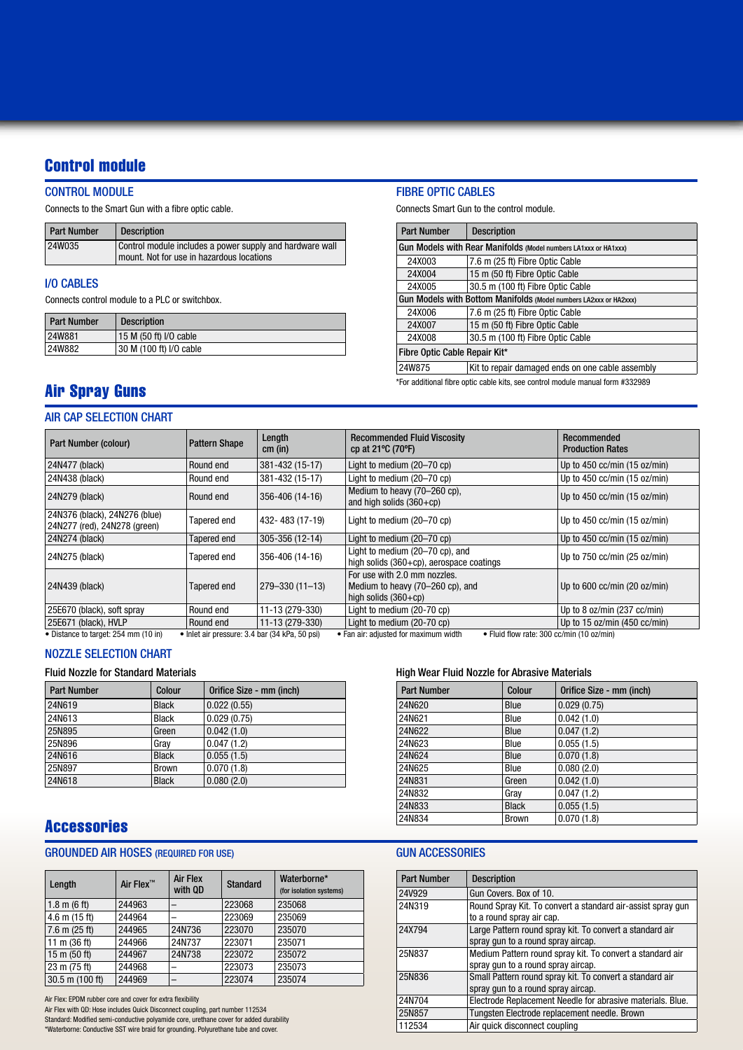## Control module

### CONTROL MODULE

Connects to the Smart Gun with a fibre optic cable.

| Part Number | Description |
|---|---|
| 24W035 | Control module includes a power supply and hardware wall mount. Not for use in hazardous locations |

### I/O CABLES

Connects control module to a PLC or switchbox.

| Part Number | Description |
|---|---|
| 24W881 | 15 M (50 ft) I/O cable |
| 24W882 | 30 M (100 ft) I/O cable |

### FIBRE OPTIC CABLES

Connects Smart Gun to the control module.

| Part Number | Description |
|---|---|
| **Gun Models with Rear Manifolds** (Model numbers LA1xxx or HA1xxx) | |
| 24X003 | 7.6 m (25 ft) Fibre Optic Cable |
| 24X004 | 15 m (50 ft) Fibre Optic Cable |
| 24X005 | 30.5 m (100 ft) Fibre Optic Cable |
| **Gun Models with Bottom Manifolds** (Model numbers LA2xxx or HA2xxx) | |
| 24X006 | 7.6 m (25 ft) Fibre Optic Cable |
| 24X007 | 15 m (50 ft) Fibre Optic Cable |
| 24X008 | 30.5 m (100 ft) Fibre Optic Cable |
| **Fibre Optic Cable Repair Kit*** | |
| 24W875 | Kit to repair damaged ends on one cable assembly |

*For additional fibre optic cable kits, see control module manual form #332989

## Air Spray Guns

### AIR CAP SELECTION CHART

| Part Number (colour) | Pattern Shape | Length cm (in) | Recommended Fluid Viscosity cp at 21ºC (70ºF) | Recommended Production Rates |
|---|---|---|---|---|
| 24N477 (black) | Round end | 381-432 (15-17) | Light to medium (20–70 cp) | Up to 450 cc/min (15 oz/min) |
| 24N438 (black) | Round end | 381-432 (15-17) | Light to medium (20–70 cp) | Up to 450 cc/min (15 oz/min) |
| 24N279 (black) | Round end | 356-406 (14-16) | Medium to heavy (70–260 cp), and high solids (360+cp) | Up to 450 cc/min (15 oz/min) |
| 24N376 (black), 24N276 (blue) 24N277 (red), 24N278 (green) | Tapered end | 432- 483 (17-19) | Light to medium (20–70 cp) | Up to 450 cc/min (15 oz/min) |
| 24N274 (black) | Tapered end | 305-356 (12-14) | Light to medium (20–70 cp) | Up to 450 cc/min (15 oz/min) |
| 24N275 (black) | Tapered end | 356-406 (14-16) | Light to medium (20–70 cp), and high solids (360+cp), aerospace coatings | Up to 750 cc/min (25 oz/min) |
| 24N439 (black) | Tapered end | 279–330 (11–13) | For use with 2.0 mm nozzles. Medium to heavy (70–260 cp), and high solids (360+cp) | Up to 600 cc/min (20 oz/min) |
| 25E670 (black), soft spray | Round end | 11-13 (279-330) | Light to medium (20-70 cp) | Up to 8 oz/min (237 cc/min) |
| 25E671 (black), HVLP | Round end | 11-13 (279-330) | Light to medium (20-70 cp) | Up to 15 oz/min (450 cc/min) |

• Distance to target: 254 mm (10 in) • Inlet air pressure: 3.4 bar (34 kPa, 50 psi) • Fan air: adjusted for maximum width • Fluid flow rate: 300 cc/min (10 oz/min)

### NOZZLE SELECTION CHART

#### Fluid Nozzle for Standard Materials

| Part Number | Colour | Orifice Size - mm (inch) |
|---|---|---|
| 24N619 | Black | 0.022 (0.55) |
| 24N613 | Black | 0.029 (0.75) |
| 25N895 | Green | 0.042 (1.0) |
| 25N896 | Gray | 0.047 (1.2) |
| 24N616 | Black | 0.055 (1.5) |
| 25N897 | Brown | 0.070 (1.8) |
| 24N618 | Black | 0.080 (2.0) |

#### High Wear Fluid Nozzle for Abrasive Materials

| Part Number | Colour | Orifice Size - mm (inch) |
|---|---|---|
| 24N620 | Blue | 0.029 (0.75) |
| 24N621 | Blue | 0.042 (1.0) |
| 24N622 | Blue | 0.047 (1.2) |
| 24N623 | Blue | 0.055 (1.5) |
| 24N624 | Blue | 0.070 (1.8) |
| 24N625 | Blue | 0.080 (2.0) |
| 24N831 | Green | 0.042 (1.0) |
| 24N832 | Gray | 0.047 (1.2) |
| 24N833 | Black | 0.055 (1.5) |
| 24N834 | Brown | 0.070 (1.8) |

## Accessories

### GROUNDED AIR HOSES (REQUIRED FOR USE)

| Length | Air Flex™ | Air Flex with QD | Standard | Waterborne* (for isolation systems) |
|---|---|---|---|---|
| 1.8 m (6 ft) | 244963 | – | 223068 | 235068 |
| 4.6 m (15 ft) | 244964 | – | 223069 | 235069 |
| 7.6 m (25 ft) | 244965 | 24N736 | 223070 | 235070 |
| 11 m (36 ft) | 244966 | 24N737 | 223071 | 235071 |
| 15 m (50 ft) | 244967 | 24N738 | 223072 | 235072 |
| 23 m (75 ft) | 244968 | – | 223073 | 235073 |
| 30.5 m (100 ft) | 244969 | – | 223074 | 235074 |

Air Flex: EPDM rubber core and cover for extra flexibility
Air Flex with QD: Hose includes Quick Disconnect coupling, part number 112534
Standard: Modified semi-conductive polyamide core, urethane cover for added durability
*Waterborne: Conductive SST wire braid for grounding. Polyurethane tube and cover.

### GUN ACCESSORIES

| Part Number | Description |
|---|---|
| 24V929 | Gun Covers. Box of 10. |
| 24N319 | Round Spray Kit. To convert a standard air-assist spray gun to a round spray air cap. |
| 24X794 | Large Pattern round spray kit. To convert a standard air spray gun to a round spray aircap. |
| 25N837 | Medium Pattern round spray kit. To convert a standard air spray gun to a round spray aircap. |
| 25N836 | Small Pattern round spray kit. To convert a standard air spray gun to a round spray aircap. |
| 24N704 | Electrode Replacement Needle for abrasive materials. Blue. |
| 25N857 | Tungsten Electrode replacement needle. Brown |
| 112534 | Air quick disconnect coupling |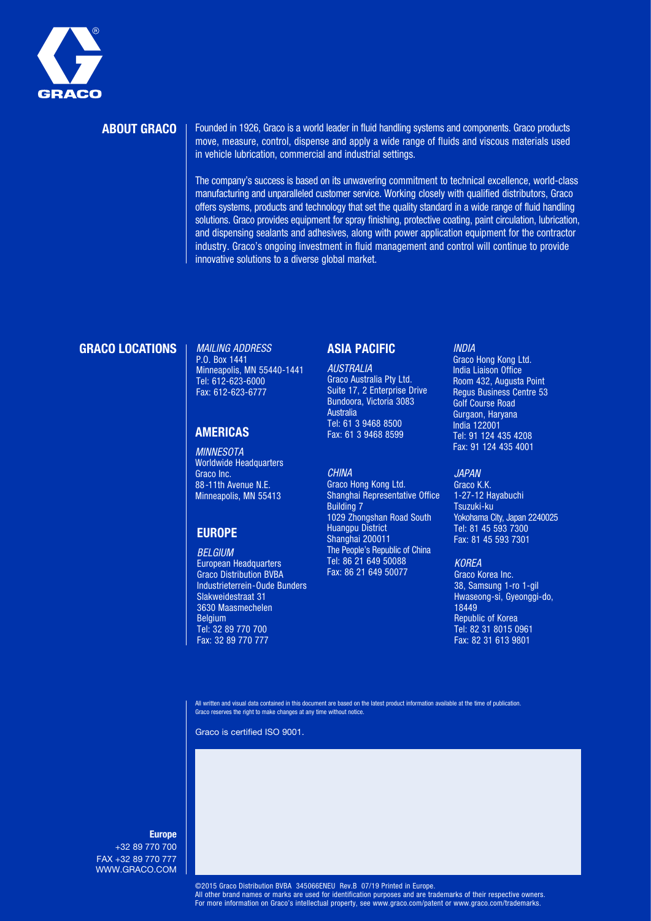GRACO

## ABOUT GRACO

Founded in 1926, Graco is a world leader in fluid handling systems and components. Graco products move, measure, control, dispense and apply a wide range of fluids and viscous materials used in vehicle lubrication, commercial and industrial settings.

The company's success is based on its unwavering commitment to technical excellence, world-class manufacturing and unparalleled customer service. Working closely with qualified distributors, Graco offers systems, products and technology that set the quality standard in a wide range of fluid handling solutions. Graco provides equipment for spray finishing, protective coating, paint circulation, lubrication, and dispensing sealants and adhesives, along with power application equipment for the contractor industry. Graco's ongoing investment in fluid management and control will continue to provide innovative solutions to a diverse global market.

## GRACO LOCATIONS

*MAILING ADDRESS*
P.O. Box 1441
Minneapolis, MN 55440-1441
Tel: 612-623-6000
Fax: 612-623-6777

### AMERICAS

*MINNESOTA*
Worldwide Headquarters
Graco Inc.
88-11th Avenue N.E.
Minneapolis, MN 55413

### EUROPE

*BELGIUM*
European Headquarters
Graco Distribution BVBA
Industrieterrein-Oude Bunders
Slakweidestraat 31
3630 Maasmechelen
Belgium
Tel: 32 89 770 700
Fax: 32 89 770 777

### ASIA PACIFIC

*AUSTRALIA*
Graco Australia Pty Ltd.
Suite 17, 2 Enterprise Drive
Bundoora, Victoria 3083
Australia
Tel: 61 3 9468 8500
Fax: 61 3 9468 8599

*CHINA*
Graco Hong Kong Ltd.
Shanghai Representative Office
Building 7
1029 Zhongshan Road South
Huangpu District
Shanghai 200011
The People's Republic of China
Tel: 86 21 649 50088
Fax: 86 21 649 50077

*INDIA*
Graco Hong Kong Ltd.
India Liaison Office
Room 432, Augusta Point
Regus Business Centre 53
Golf Course Road
Gurgaon, Haryana
India 122001
Tel: 91 124 435 4208
Fax: 91 124 435 4001

*JAPAN*
Graco K.K.
1-27-12 Hayabuchi
Tsuzuki-ku
Yokohama City, Japan 2240025
Tel: 81 45 593 7300
Fax: 81 45 593 7301

*KOREA*
Graco Korea Inc.
38, Samsung 1-ro 1-gil
Hwaseong-si, Gyeonggi-do,
18449
Republic of Korea
Tel: 82 31 8015 0961
Fax: 82 31 613 9801

All written and visual data contained in this document are based on the latest product information available at the time of publication. Graco reserves the right to make changes at any time without notice.

Graco is certified ISO 9001.

**Europe**
+32 89 770 700
FAX +32 89 770 777
WWW.GRACO.COM

©2015 Graco Distribution BVBA 345066ENEU Rev.B 07/19 Printed in Europe.
All other brand names or marks are used for identification purposes and are trademarks of their respective owners.
For more information on Graco's intellectual property, see www.graco.com/patent or www.graco.com/trademarks.